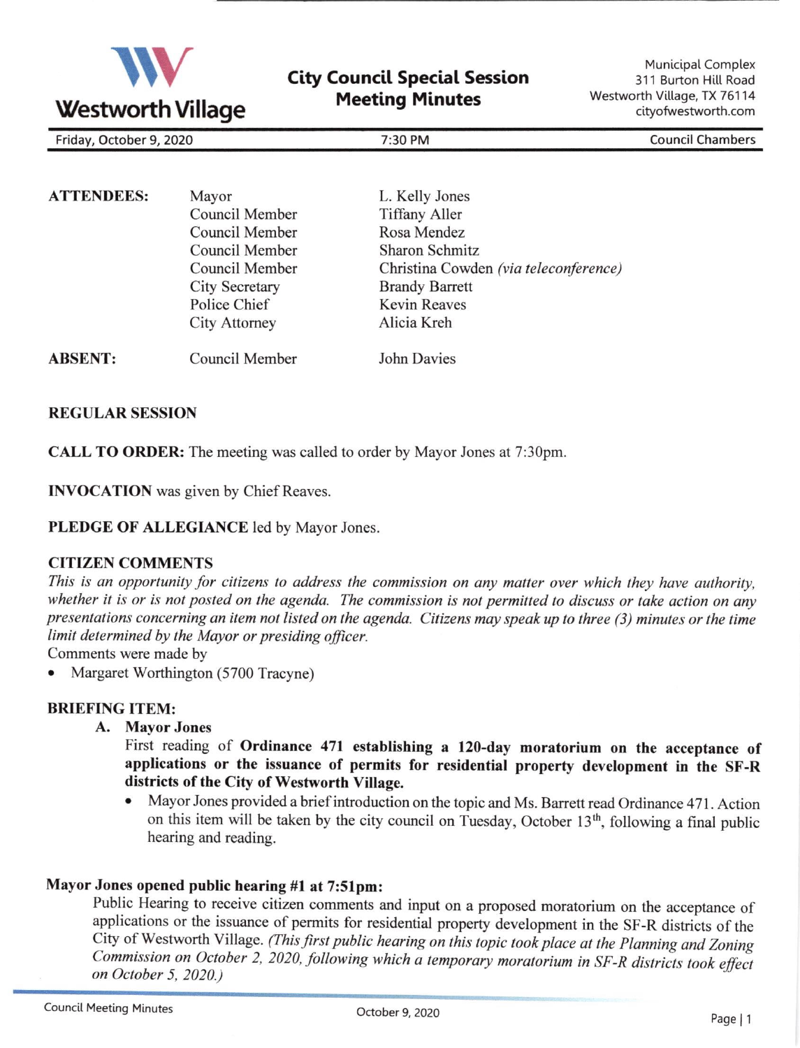**Westworth Village**

# City Council Special Session Meeting Minutes

Municipal Complex
311 Burton Hill Road
Westworth Village, TX 76114
cityofwestworth.com

Friday, October 9, 2020 | 7:30 PM | Council Chambers

| | | |
|---|---|---|
| **ATTENDEES:** | Mayor | L. Kelly Jones |
| | Council Member | Tiffany Aller |
| | Council Member | Rosa Mendez |
| | Council Member | Sharon Schmitz |
| | Council Member | Christina Cowden *(via teleconference)* |
| | City Secretary | Brandy Barrett |
| | Police Chief | Kevin Reaves |
| | City Attorney | Alicia Kreh |
| **ABSENT:** | Council Member | John Davies |

## REGULAR SESSION

**CALL TO ORDER:** The meeting was called to order by Mayor Jones at 7:30pm.

**INVOCATION** was given by Chief Reaves.

**PLEDGE OF ALLEGIANCE** led by Mayor Jones.

### CITIZEN COMMENTS

*This is an opportunity for citizens to address the commission on any matter over which they have authority, whether it is or is not posted on the agenda. The commission is not permitted to discuss or take action on any presentations concerning an item not listed on the agenda. Citizens may speak up to three (3) minutes or the time limit determined by the Mayor or presiding officer.*

Comments were made by

- Margaret Worthington (5700 Tracyne)

### BRIEFING ITEM:

**A. Mayor Jones**

First reading of **Ordinance 471 establishing a 120-day moratorium on the acceptance of applications or the issuance of permits for residential property development in the SF-R districts of the City of Westworth Village.**

- Mayor Jones provided a brief introduction on the topic and Ms. Barrett read Ordinance 471. Action on this item will be taken by the city council on Tuesday, October 13th, following a final public hearing and reading.

### Mayor Jones opened public hearing #1 at 7:51pm:

Public Hearing to receive citizen comments and input on a proposed moratorium on the acceptance of applications or the issuance of permits for residential property development in the SF-R districts of the City of Westworth Village. *(This first public hearing on this topic took place at the Planning and Zoning Commission on October 2, 2020, following which a temporary moratorium in SF-R districts took effect on October 5, 2020.)*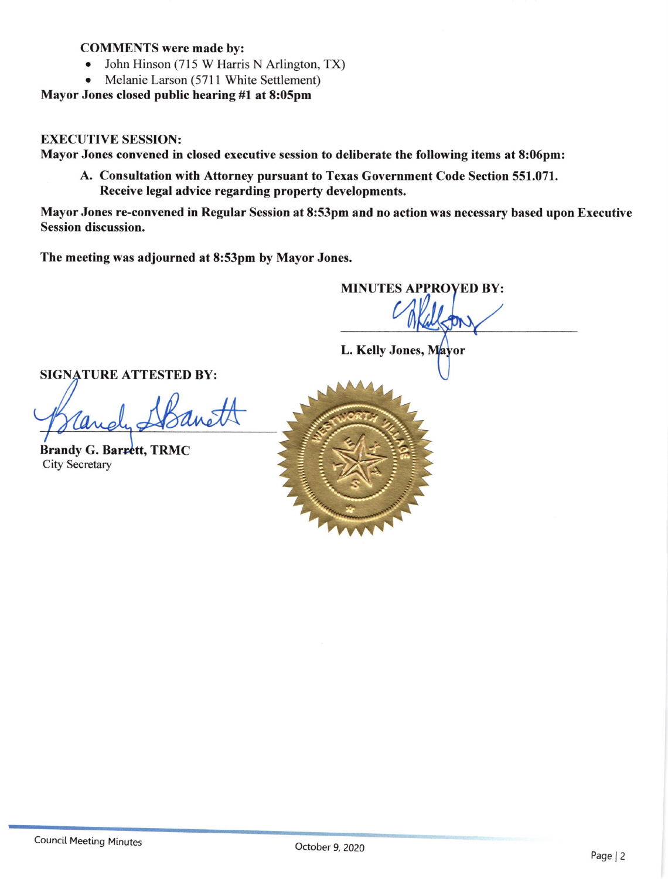**COMMENTS were made by:**

- John Hinson (715 W Harris N Arlington, TX)
- Melanie Larson (5711 White Settlement)

**Mayor Jones closed public hearing #1 at 8:05pm**

**EXECUTIVE SESSION:**

**Mayor Jones convened in closed executive session to deliberate the following items at 8:06pm:**

**A. Consultation with Attorney pursuant to Texas Government Code Section 551.071. Receive legal advice regarding property developments.**

**Mayor Jones re-convened in Regular Session at 8:53pm and no action was necessary based upon Executive Session discussion.**

**The meeting was adjourned at 8:53pm by Mayor Jones.**

**MINUTES APPROVED BY:**

**L. Kelly Jones, Mayor**

**SIGNATURE ATTESTED BY:**

**Brandy G. Barrett, TRMC**
City Secretary

WESTWORTH VILLAGE
TEXAS